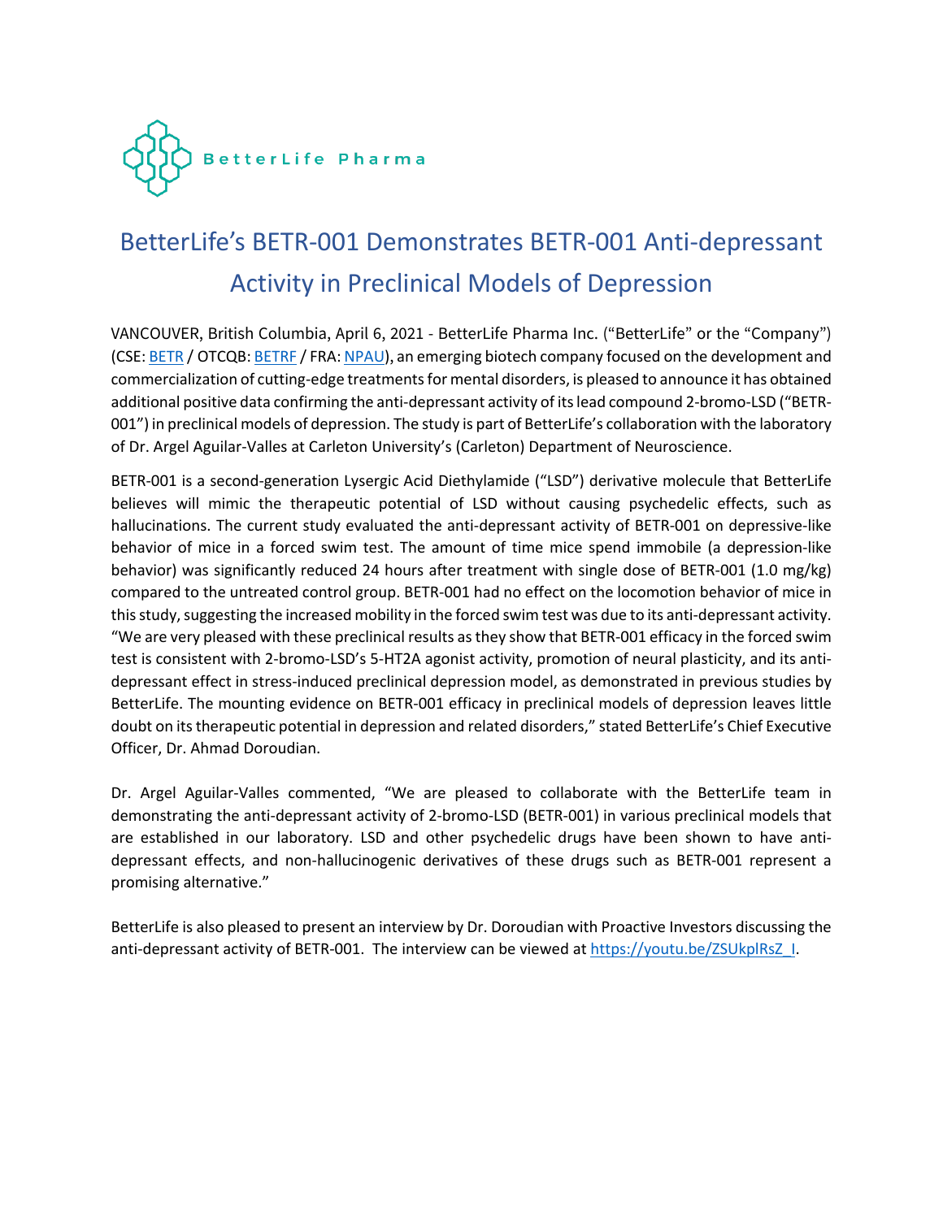BetterLife Pharma

# BetterLife's BETR-001 Demonstrates BETR-001 Anti-depressant Activity in Preclinical Models of Depression

VANCOUVER, British Columbia, April 6, 2021 - BetterLife Pharma Inc. ("BetterLife" or the "Company") (CSE: BETR / OTCQB: BETRF / FRA: NPAU), an emerging biotech company focused on the development and commercialization of cutting-edge treatments for mental disorders, is pleased to announce it has obtained additional positive data confirming the anti-depressant activity of its lead compound 2-bromo-LSD ("BETR-001") in preclinical models of depression. The study is part of BetterLife's collaboration with the laboratory of Dr. Argel Aguilar-Valles at Carleton University's (Carleton) Department of Neuroscience.

BETR-001 is a second-generation Lysergic Acid Diethylamide ("LSD") derivative molecule that BetterLife believes will mimic the therapeutic potential of LSD without causing psychedelic effects, such as hallucinations. The current study evaluated the anti-depressant activity of BETR-001 on depressive-like behavior of mice in a forced swim test. The amount of time mice spend immobile (a depression-like behavior) was significantly reduced 24 hours after treatment with single dose of BETR-001 (1.0 mg/kg) compared to the untreated control group. BETR-001 had no effect on the locomotion behavior of mice in this study, suggesting the increased mobility in the forced swim test was due to its anti-depressant activity. "We are very pleased with these preclinical results as they show that BETR-001 efficacy in the forced swim test is consistent with 2-bromo-LSD's 5-HT2A agonist activity, promotion of neural plasticity, and its anti-depressant effect in stress-induced preclinical depression model, as demonstrated in previous studies by BetterLife. The mounting evidence on BETR-001 efficacy in preclinical models of depression leaves little doubt on its therapeutic potential in depression and related disorders," stated BetterLife's Chief Executive Officer, Dr. Ahmad Doroudian.

Dr. Argel Aguilar-Valles commented, "We are pleased to collaborate with the BetterLife team in demonstrating the anti-depressant activity of 2-bromo-LSD (BETR-001) in various preclinical models that are established in our laboratory. LSD and other psychedelic drugs have been shown to have anti-depressant effects, and non-hallucinogenic derivatives of these drugs such as BETR-001 represent a promising alternative."

BetterLife is also pleased to present an interview by Dr. Doroudian with Proactive Investors discussing the anti-depressant activity of BETR-001. The interview can be viewed at https://youtu.be/ZSUkplRsZ_I.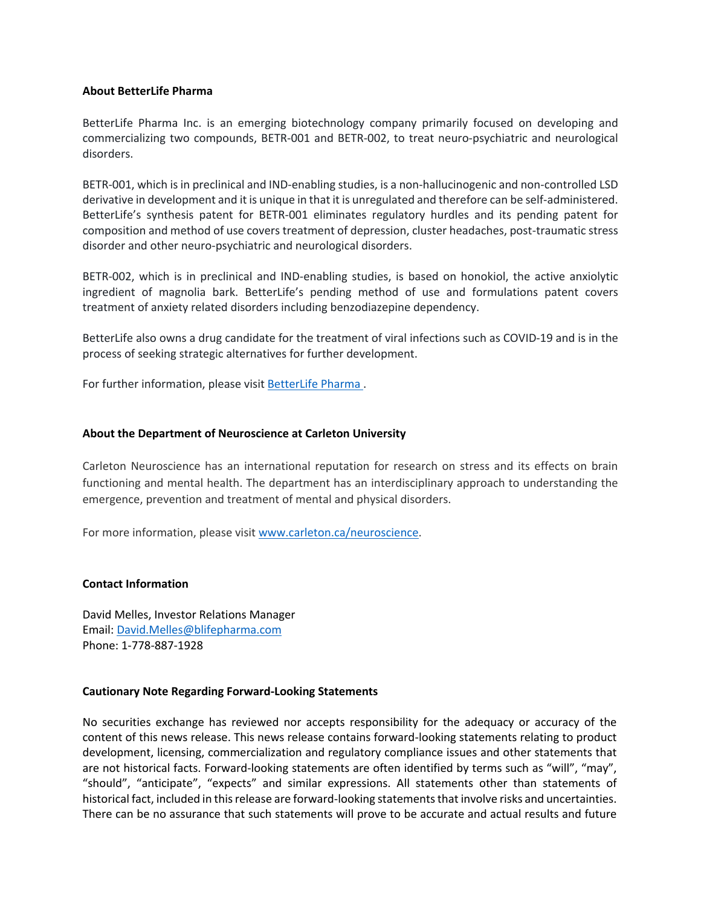**About BetterLife Pharma**

BetterLife Pharma Inc. is an emerging biotechnology company primarily focused on developing and commercializing two compounds, BETR-001 and BETR-002, to treat neuro-psychiatric and neurological disorders.

BETR-001, which is in preclinical and IND-enabling studies, is a non-hallucinogenic and non-controlled LSD derivative in development and it is unique in that it is unregulated and therefore can be self-administered. BetterLife's synthesis patent for BETR-001 eliminates regulatory hurdles and its pending patent for composition and method of use covers treatment of depression, cluster headaches, post-traumatic stress disorder and other neuro-psychiatric and neurological disorders.

BETR-002, which is in preclinical and IND-enabling studies, is based on honokiol, the active anxiolytic ingredient of magnolia bark. BetterLife's pending method of use and formulations patent covers treatment of anxiety related disorders including benzodiazepine dependency.

BetterLife also owns a drug candidate for the treatment of viral infections such as COVID-19 and is in the process of seeking strategic alternatives for further development.

For further information, please visit BetterLife Pharma .

**About the Department of Neuroscience at Carleton University**

Carleton Neuroscience has an international reputation for research on stress and its effects on brain functioning and mental health. The department has an interdisciplinary approach to understanding the emergence, prevention and treatment of mental and physical disorders.

For more information, please visit www.carleton.ca/neuroscience.

**Contact Information**

David Melles, Investor Relations Manager
Email: David.Melles@blifepharma.com
Phone: 1-778-887-1928

**Cautionary Note Regarding Forward-Looking Statements**

No securities exchange has reviewed nor accepts responsibility for the adequacy or accuracy of the content of this news release. This news release contains forward-looking statements relating to product development, licensing, commercialization and regulatory compliance issues and other statements that are not historical facts. Forward-looking statements are often identified by terms such as "will", "may", "should", "anticipate", "expects" and similar expressions. All statements other than statements of historical fact, included in this release are forward-looking statements that involve risks and uncertainties. There can be no assurance that such statements will prove to be accurate and actual results and future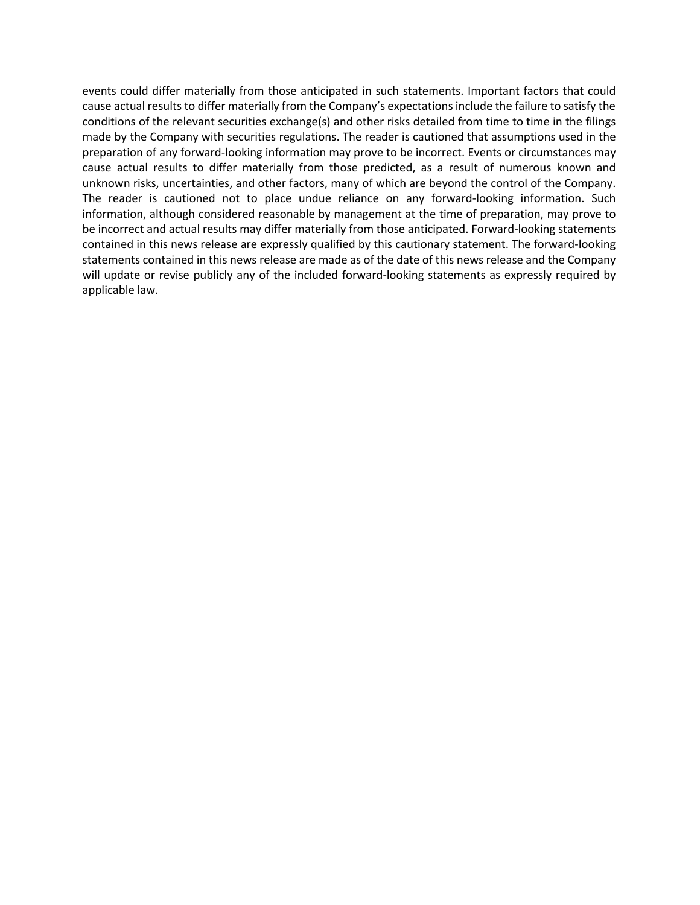events could differ materially from those anticipated in such statements. Important factors that could cause actual results to differ materially from the Company's expectations include the failure to satisfy the conditions of the relevant securities exchange(s) and other risks detailed from time to time in the filings made by the Company with securities regulations. The reader is cautioned that assumptions used in the preparation of any forward-looking information may prove to be incorrect. Events or circumstances may cause actual results to differ materially from those predicted, as a result of numerous known and unknown risks, uncertainties, and other factors, many of which are beyond the control of the Company. The reader is cautioned not to place undue reliance on any forward-looking information. Such information, although considered reasonable by management at the time of preparation, may prove to be incorrect and actual results may differ materially from those anticipated. Forward-looking statements contained in this news release are expressly qualified by this cautionary statement. The forward-looking statements contained in this news release are made as of the date of this news release and the Company will update or revise publicly any of the included forward-looking statements as expressly required by applicable law.